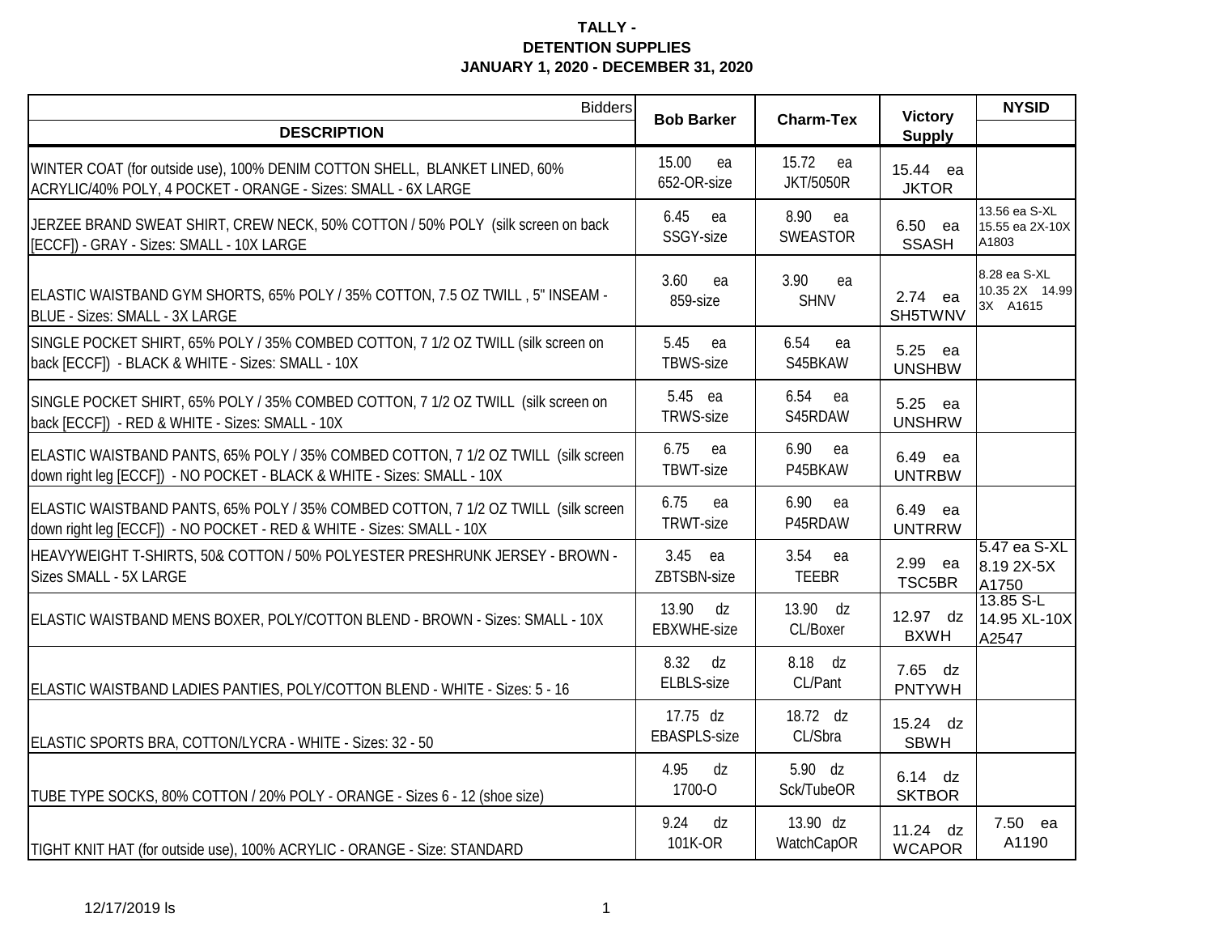**TALLY -**
**DETENTION SUPPLIES**
**JANUARY 1, 2020 - DECEMBER 31, 2020**

| DESCRIPTION | Bob Barker | Charm-Tex | Victory Supply | NYSID |
|---|---|---|---|---|
| WINTER COAT (for outside use), 100% DENIM COTTON SHELL, BLANKET LINED, 60% ACRYLIC/40% POLY, 4 POCKET - ORANGE - Sizes: SMALL - 6X LARGE | 15.00 ea 652-OR-size | 15.72 ea JKT/5050R | 15.44 ea JKTOR | |
| JERZEE BRAND SWEAT SHIRT, CREW NECK, 50% COTTON / 50% POLY (silk screen on back [ECCF]) - GRAY - Sizes: SMALL - 10X LARGE | 6.45 ea SSGY-size | 8.90 ea SWEASTOR | 6.50 ea SSASH | 13.56 ea S-XL 15.55 ea 2X-10X A1803 |
| ELASTIC WAISTBAND GYM SHORTS, 65% POLY / 35% COTTON, 7.5 OZ TWILL , 5" INSEAM - BLUE - Sizes: SMALL - 3X LARGE | 3.60 ea 859-size | 3.90 ea SHNV | 2.74 ea SH5TWNV | 8.28 ea S-XL 10.35 2X 14.99 3X A1615 |
| SINGLE POCKET SHIRT, 65% POLY / 35% COMBED COTTON, 7 1/2 OZ TWILL (silk screen on back [ECCF]) - BLACK & WHITE - Sizes: SMALL - 10X | 5.45 ea TBWS-size | 6.54 ea S45BKAW | 5.25 ea UNSHBW | |
| SINGLE POCKET SHIRT, 65% POLY / 35% COMBED COTTON, 7 1/2 OZ TWILL (silk screen on back [ECCF]) - RED & WHITE - Sizes: SMALL - 10X | 5.45 ea TRWS-size | 6.54 ea S45RDAW | 5.25 ea UNSHRW | |
| ELASTIC WAISTBAND PANTS, 65% POLY / 35% COMBED COTTON, 7 1/2 OZ TWILL (silk screen down right leg [ECCF]) - NO POCKET - BLACK & WHITE - Sizes: SMALL - 10X | 6.75 ea TBWT-size | 6.90 ea P45BKAW | 6.49 ea UNTRBW | |
| ELASTIC WAISTBAND PANTS, 65% POLY / 35% COMBED COTTON, 7 1/2 OZ TWILL (silk screen down right leg [ECCF]) - NO POCKET - RED & WHITE - Sizes: SMALL - 10X | 6.75 ea TRWT-size | 6.90 ea P45RDAW | 6.49 ea UNTRRW | |
| HEAVYWEIGHT T-SHIRTS, 50& COTTON / 50% POLYESTER PRESHRUNK JERSEY - BROWN - Sizes SMALL - 5X LARGE | 3.45 ea ZBTSBN-size | 3.54 ea TEEBR | 2.99 ea TSC5BR | 5.47 ea S-XL 8.19 2X-5X A1750 |
| ELASTIC WAISTBAND MENS BOXER, POLY/COTTON BLEND - BROWN - Sizes: SMALL - 10X | 13.90 dz EBXWHE-size | 13.90 dz CL/Boxer | 12.97 dz BXWH | 13.85 S-L 14.95 XL-10X A2547 |
| ELASTIC WAISTBAND LADIES PANTIES, POLY/COTTON BLEND - WHITE - Sizes: 5 - 16 | 8.32 dz ELBLS-size | 8.18 dz CL/Pant | 7.65 dz PNTYWH | |
| ELASTIC SPORTS BRA, COTTON/LYCRA - WHITE - Sizes: 32 - 50 | 17.75 dz EBASPLS-size | 18.72 dz CL/Sbra | 15.24 dz SBWH | |
| TUBE TYPE SOCKS, 80% COTTON / 20% POLY - ORANGE - Sizes 6 - 12 (shoe size) | 4.95 dz 1700-O | 5.90 dz Sck/TubeOR | 6.14 dz SKTBOR | |
| TIGHT KNIT HAT (for outside use), 100% ACRYLIC - ORANGE - Size: STANDARD | 9.24 dz 101K-OR | 13.90 dz WatchCapOR | 11.24 dz WCAPOR | 7.50 ea A1190 |

12/17/2019 ls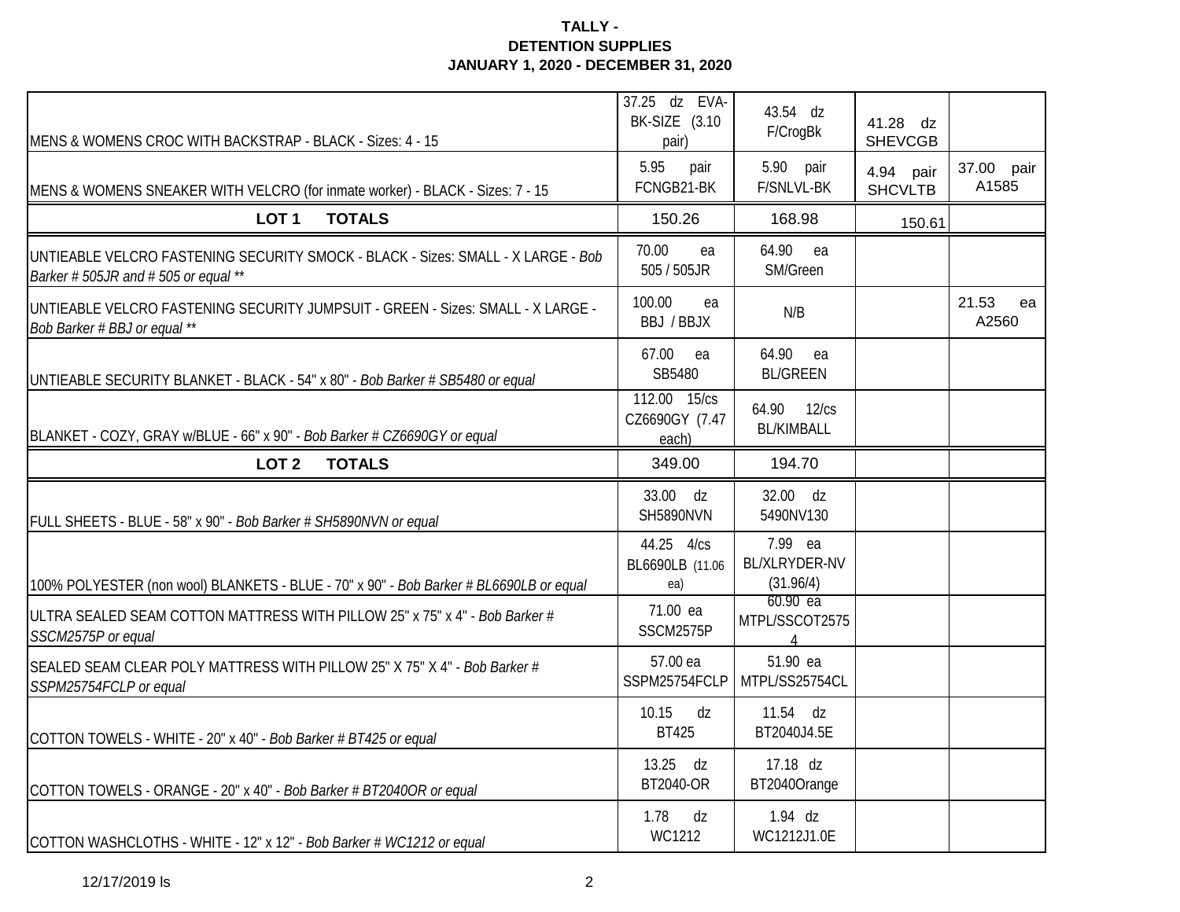**TALLY -**
**DETENTION SUPPLIES**
**JANUARY 1, 2020 - DECEMBER 31, 2020**

| | | | | |
|---|---|---|---|---|
| MENS & WOMENS CROC WITH BACKSTRAP - BLACK - Sizes: 4 - 15 | 37.25 dz EVA-BK-SIZE (3.10 pair) | 43.54 dz F/CrogBk | 41.28 dz SHEVCGB | |
| MENS & WOMENS SNEAKER WITH VELCRO (for inmate worker) - BLACK - Sizes: 7 - 15 | 5.95 pair FCNGB21-BK | 5.90 pair F/SNLVL-BK | 4.94 pair SHCVLTB | 37.00 pair A1585 |
| **LOT 1 TOTALS** | 150.26 | 168.98 | 150.61 | |
| UNTIEABLE VELCRO FASTENING SECURITY SMOCK - BLACK - Sizes: SMALL - X LARGE - *Bob Barker # 505JR and # 505 or equal \*\** | 70.00 ea 505 / 505JR | 64.90 ea SM/Green | | |
| UNTIEABLE VELCRO FASTENING SECURITY JUMPSUIT - GREEN - Sizes: SMALL - X LARGE - *Bob Barker # BBJ or equal \*\** | 100.00 ea BBJ / BBJX | N/B | | 21.53 ea A2560 |
| UNTIEABLE SECURITY BLANKET - BLACK - 54" x 80" - *Bob Barker # SB5480 or equal* | 67.00 ea SB5480 | 64.90 ea BL/GREEN | | |
| BLANKET - COZY, GRAY w/BLUE - 66" x 90" - *Bob Barker # CZ6690GY or equal* | 112.00 15/cs CZ6690GY (7.47 each) | 64.90 12/cs BL/KIMBALL | | |
| **LOT 2 TOTALS** | 349.00 | 194.70 | | |
| FULL SHEETS - BLUE - 58" x 90" - *Bob Barker # SH5890NVN or equal* | 33.00 dz SH5890NVN | 32.00 dz 5490NV130 | | |
| 100% POLYESTER (non wool) BLANKETS - BLUE - 70" x 90" - *Bob Barker # BL6690LB or equal* | 44.25 4/cs BL6690LB (11.06 ea) | 7.99 ea BL/XLRYDER-NV (31.96/4) | | |
| ULTRA SEALED SEAM COTTON MATTRESS WITH PILLOW 25" x 75" x 4" - *Bob Barker # SSCM2575P or equal* | 71.00 ea SSCM2575P | 60.90 ea MTPL/SSCOT25754 | | |
| SEALED SEAM CLEAR POLY MATTRESS WITH PILLOW 25" X 75" X 4" - *Bob Barker # SSPM25754FCLP or equal* | 57.00 ea SSPM25754FCLP | 51.90 ea MTPL/SS25754CL | | |
| COTTON TOWELS - WHITE - 20" x 40" - *Bob Barker # BT425 or equal* | 10.15 dz BT425 | 11.54 dz BT2040J4.5E | | |
| COTTON TOWELS - ORANGE - 20" x 40" - *Bob Barker # BT2040OR or equal* | 13.25 dz BT2040-OR | 17.18 dz BT2040Orange | | |
| COTTON WASHCLOTHS - WHITE - 12" x 12" - *Bob Barker # WC1212 or equal* | 1.78 dz WC1212 | 1.94 dz WC1212J1.0E | | |

12/17/2019 ls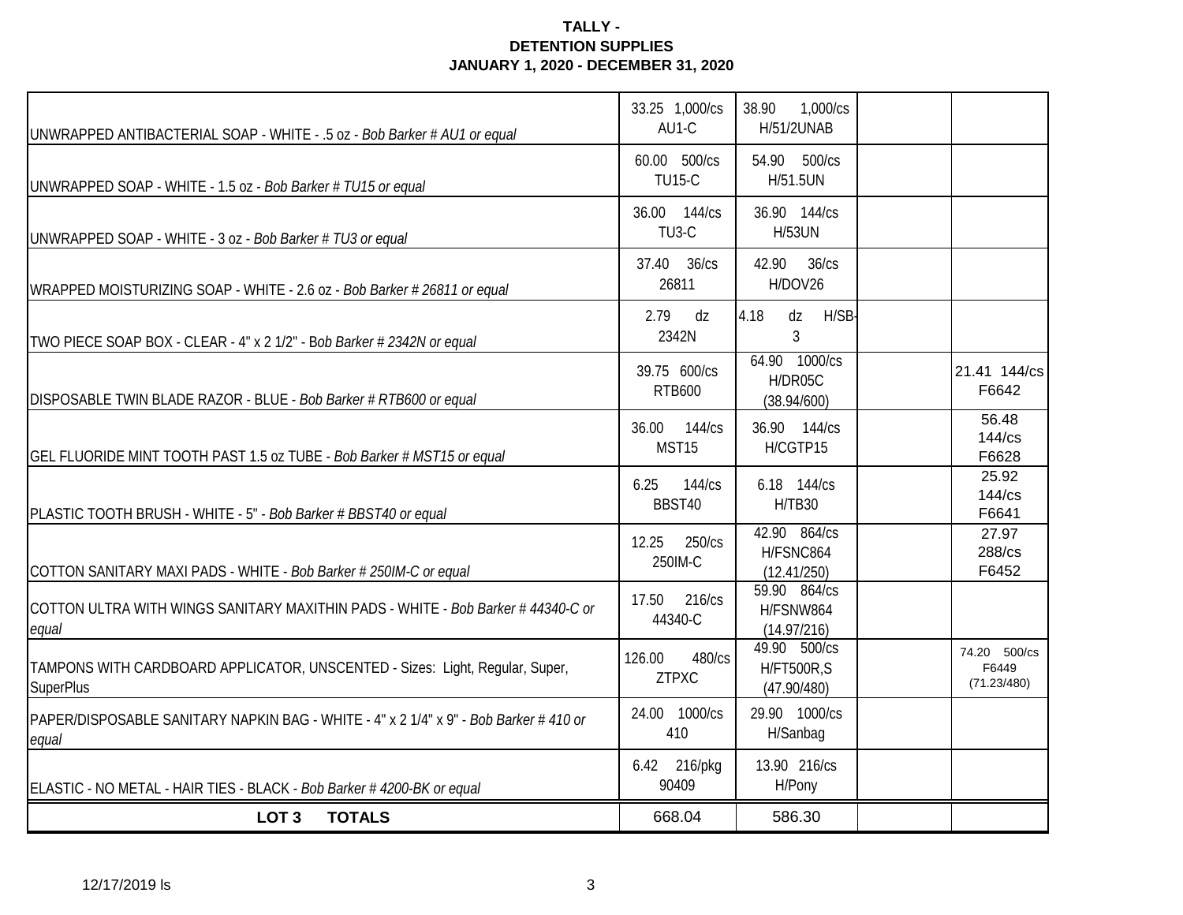**TALLY -**
**DETENTION SUPPLIES**
**JANUARY 1, 2020 - DECEMBER 31, 2020**

| | | | | |
|---|---|---|---|---|
| UNWRAPPED ANTIBACTERIAL SOAP - WHITE - .5 oz - *Bob Barker # AU1 or equal* | 33.25 1,000/cs AU1-C | 38.90 1,000/cs H/51/2UNAB | | |
| UNWRAPPED SOAP - WHITE - 1.5 oz - *Bob Barker # TU15 or equal* | 60.00 500/cs TU15-C | 54.90 500/cs H/51.5UN | | |
| UNWRAPPED SOAP - WHITE - 3 oz - *Bob Barker # TU3 or equal* | 36.00 144/cs TU3-C | 36.90 144/cs H/53UN | | |
| WRAPPED MOISTURIZING SOAP - WHITE - 2.6 oz - *Bob Barker # 26811 or equal* | 37.40 36/cs 26811 | 42.90 36/cs H/DOV26 | | |
| TWO PIECE SOAP BOX - CLEAR - 4" x 2 1/2" - *Bob Barker # 2342N or equal* | 2.79 dz 2342N | 4.18 dz H/SB-3 | | |
| DISPOSABLE TWIN BLADE RAZOR - BLUE - *Bob Barker # RTB600 or equal* | 39.75 600/cs RTB600 | 64.90 1000/cs H/DR05C (38.94/600) | | 21.41 144/cs F6642 |
| GEL FLUORIDE MINT TOOTH PAST 1.5 oz TUBE - *Bob Barker # MST15 or equal* | 36.00 144/cs MST15 | 36.90 144/cs H/CGTP15 | | 56.48 144/cs F6628 |
| PLASTIC TOOTH BRUSH - WHITE - 5" - *Bob Barker # BBST40 or equal* | 6.25 144/cs BBST40 | 6.18 144/cs H/TB30 | | 25.92 144/cs F6641 |
| COTTON SANITARY MAXI PADS - WHITE - *Bob Barker # 250IM-C or equal* | 12.25 250/cs 250IM-C | 42.90 864/cs H/FSNC864 (12.41/250) | | 27.97 288/cs F6452 |
| COTTON ULTRA WITH WINGS SANITARY MAXITHIN PADS - WHITE - *Bob Barker # 44340-C or equal* | 17.50 216/cs 44340-C | 59.90 864/cs H/FSNW864 (14.97/216) | | |
| TAMPONS WITH CARDBOARD APPLICATOR, UNSCENTED - Sizes: Light, Regular, Super, SuperPlus | 126.00 480/cs ZTPXC | 49.90 500/cs H/FT500R,S (47.90/480) | | 74.20 500/cs F6449 (71.23/480) |
| PAPER/DISPOSABLE SANITARY NAPKIN BAG - WHITE - 4" x 2 1/4" x 9" - *Bob Barker # 410 or equal* | 24.00 1000/cs 410 | 29.90 1000/cs H/Sanbag | | |
| ELASTIC - NO METAL - HAIR TIES - BLACK - *Bob Barker # 4200-BK or equal* | 6.42 216/pkg 90409 | 13.90 216/cs H/Pony | | |
| **LOT 3 TOTALS** | 668.04 | 586.30 | | |

12/17/2019 ls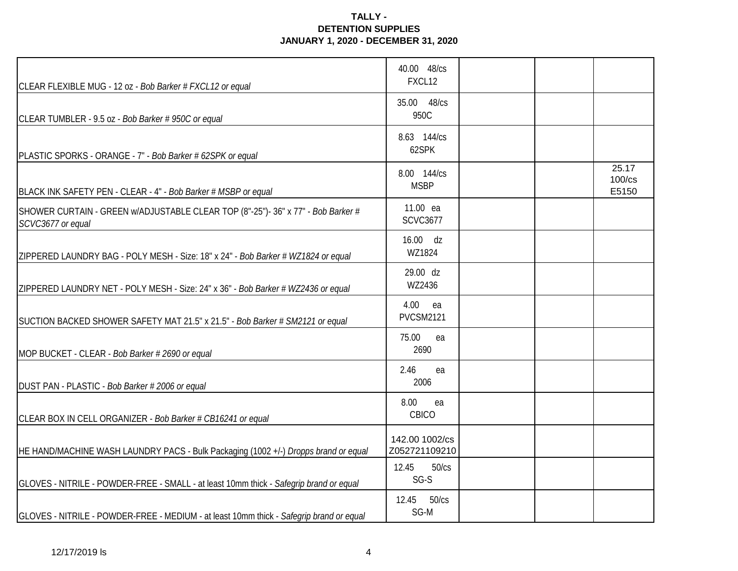**TALLY -**
**DETENTION SUPPLIES**
**JANUARY 1, 2020 - DECEMBER 31, 2020**

| Item | | | | |
|---|---|---|---|---|
| CLEAR FLEXIBLE MUG - 12 oz - *Bob Barker # FXCL12 or equal* | 40.00 48/cs FXCL12 | | | |
| CLEAR TUMBLER - 9.5 oz - *Bob Barker # 950C or equal* | 35.00 48/cs 950C | | | |
| PLASTIC SPORKS - ORANGE - 7" - *Bob Barker # 62SPK or equal* | 8.63 144/cs 62SPK | | | |
| BLACK INK SAFETY PEN - CLEAR - 4" - *Bob Barker # MSBP or equal* | 8.00 144/cs MSBP | | | 25.17 100/cs E5150 |
| SHOWER CURTAIN - GREEN w/ADJUSTABLE CLEAR TOP (8"-25")- 36" x 77" - *Bob Barker # SCVC3677 or equal* | 11.00 ea SCVC3677 | | | |
| ZIPPERED LAUNDRY BAG - POLY MESH - Size: 18" x 24" - *Bob Barker # WZ1824 or equal* | 16.00 dz WZ1824 | | | |
| ZIPPERED LAUNDRY NET - POLY MESH - Size: 24" x 36" - *Bob Barker # WZ2436 or equal* | 29.00 dz WZ2436 | | | |
| SUCTION BACKED SHOWER SAFETY MAT 21.5" x 21.5" - *Bob Barker # SM2121 or equal* | 4.00 ea PVCSM2121 | | | |
| MOP BUCKET - CLEAR - *Bob Barker # 2690 or equal* | 75.00 ea 2690 | | | |
| DUST PAN - PLASTIC - *Bob Barker # 2006 or equal* | 2.46 ea 2006 | | | |
| CLEAR BOX IN CELL ORGANIZER - *Bob Barker # CB16241 or equal* | 8.00 ea CBICO | | | |
| HE HAND/MACHINE WASH LAUNDRY PACS - Bulk Packaging (1002 +/-) *Dropps brand or equal* | 142.00 1002/cs Z052721109210 | | | |
| GLOVES - NITRILE - POWDER-FREE - SMALL - at least 10mm thick - *Safegrip brand or equal* | 12.45 50/cs SG-S | | | |
| GLOVES - NITRILE - POWDER-FREE - MEDIUM - at least 10mm thick - *Safegrip brand or equal* | 12.45 50/cs SG-M | | | |

12/17/2019 ls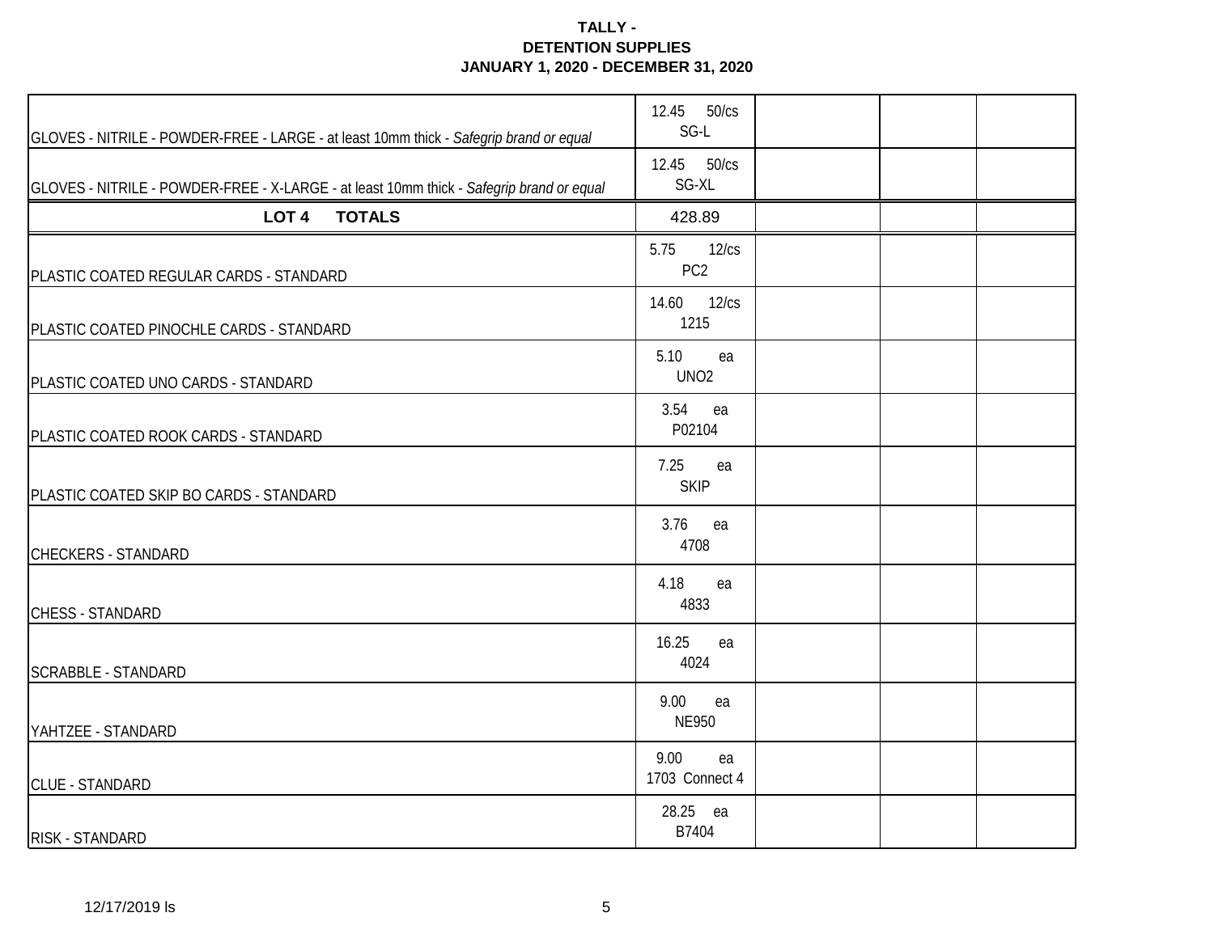**TALLY -**
**DETENTION SUPPLIES**
**JANUARY 1, 2020 - DECEMBER 31, 2020**

| | | | | |
|---|---|---|---|---|
| GLOVES - NITRILE - POWDER-FREE - LARGE - at least 10mm thick - *Safegrip brand or equal* | 12.45 50/cs SG-L | | | |
| GLOVES - NITRILE - POWDER-FREE - X-LARGE - at least 10mm thick - *Safegrip brand or equal* | 12.45 50/cs SG-XL | | | |
| **LOT 4 TOTALS** | 428.89 | | | |
| PLASTIC COATED REGULAR CARDS - STANDARD | 5.75 12/cs PC2 | | | |
| PLASTIC COATED PINOCHLE CARDS - STANDARD | 14.60 12/cs 1215 | | | |
| PLASTIC COATED UNO CARDS - STANDARD | 5.10 ea UNO2 | | | |
| PLASTIC COATED ROOK CARDS - STANDARD | 3.54 ea P02104 | | | |
| PLASTIC COATED SKIP BO CARDS - STANDARD | 7.25 ea SKIP | | | |
| CHECKERS - STANDARD | 3.76 ea 4708 | | | |
| CHESS - STANDARD | 4.18 ea 4833 | | | |
| SCRABBLE - STANDARD | 16.25 ea 4024 | | | |
| YAHTZEE - STANDARD | 9.00 ea NE950 | | | |
| CLUE - STANDARD | 9.00 ea 1703 Connect 4 | | | |
| RISK - STANDARD | 28.25 ea B7404 | | | |

12/17/2019 ls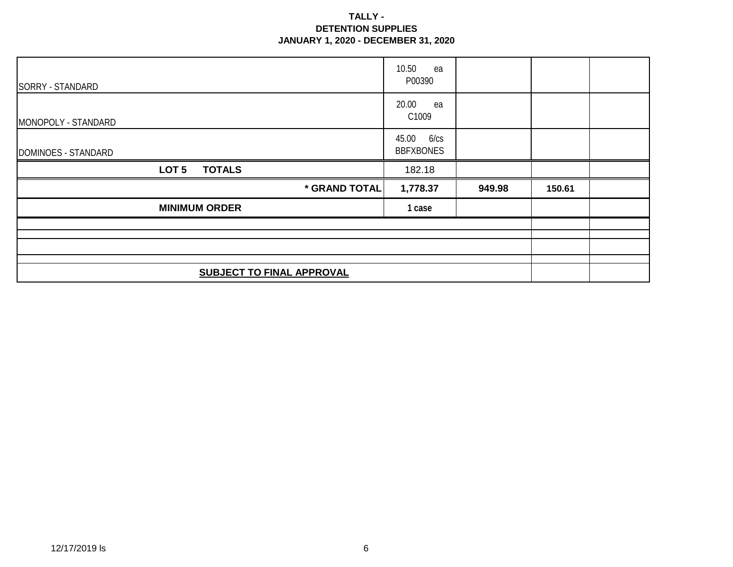**TALLY -**
**DETENTION SUPPLIES**
**JANUARY 1, 2020 - DECEMBER 31, 2020**

| | | | | |
|---|---|---|---|---|
| SORRY - STANDARD | 10.50 ea P00390 | | | |
| MONOPOLY - STANDARD | 20.00 ea C1009 | | | |
| DOMINOES - STANDARD | 45.00 6/cs BBFXBONES | | | |
| **LOT 5 TOTALS** | 182.18 | | | |
| *** GRAND TOTAL** | **1,778.37** | **949.98** | **150.61** | |
| **MINIMUM ORDER** | **1 case** | | | |
| | | | | |
| | | | | |
| | | | | |
| | | | | |
| **SUBJECT TO FINAL APPROVAL** | | | | |

12/17/2019 ls